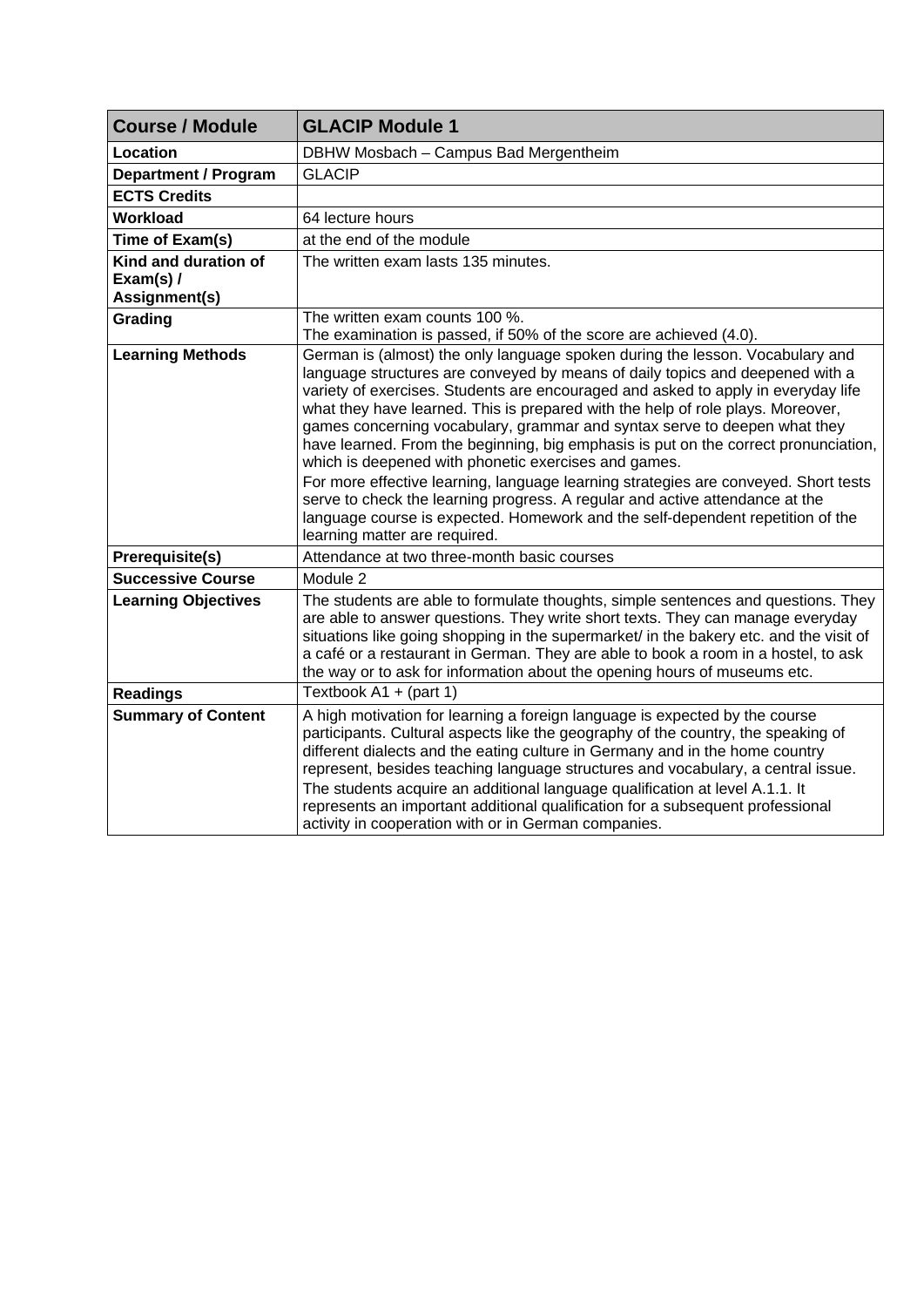| **Course / Module** | **GLACIP Module 1** |
|---|---|
| **Location** | DBHW Mosbach – Campus Bad Mergentheim |
| **Department / Program** | GLACIP |
| **ECTS Credits** | |
| **Workload** | 64 lecture hours |
| **Time of Exam(s)** | at the end of the module |
| **Kind and duration of Exam(s) / Assignment(s)** | The written exam lasts 135 minutes. |
| **Grading** | The written exam counts 100 %.<br>The examination is passed, if 50% of the score are achieved (4.0). |
| **Learning Methods** | German is (almost) the only language spoken during the lesson. Vocabulary and language structures are conveyed by means of daily topics and deepened with a variety of exercises. Students are encouraged and asked to apply in everyday life what they have learned. This is prepared with the help of role plays. Moreover, games concerning vocabulary, grammar and syntax serve to deepen what they have learned. From the beginning, big emphasis is put on the correct pronunciation, which is deepened with phonetic exercises and games.<br>For more effective learning, language learning strategies are conveyed. Short tests serve to check the learning progress. A regular and active attendance at the language course is expected. Homework and the self-dependent repetition of the learning matter are required. |
| **Prerequisite(s)** | Attendance at two three-month basic courses |
| **Successive Course** | Module 2 |
| **Learning Objectives** | The students are able to formulate thoughts, simple sentences and questions. They are able to answer questions. They write short texts. They can manage everyday situations like going shopping in the supermarket/ in the bakery etc. and the visit of a café or a restaurant in German. They are able to book a room in a hostel, to ask the way or to ask for information about the opening hours of museums etc. |
| **Readings** | Textbook A1 + (part 1) |
| **Summary of Content** | A high motivation for learning a foreign language is expected by the course participants. Cultural aspects like the geography of the country, the speaking of different dialects and the eating culture in Germany and in the home country represent, besides teaching language structures and vocabulary, a central issue.<br>The students acquire an additional language qualification at level A.1.1. It represents an important additional qualification for a subsequent professional activity in cooperation with or in German companies. |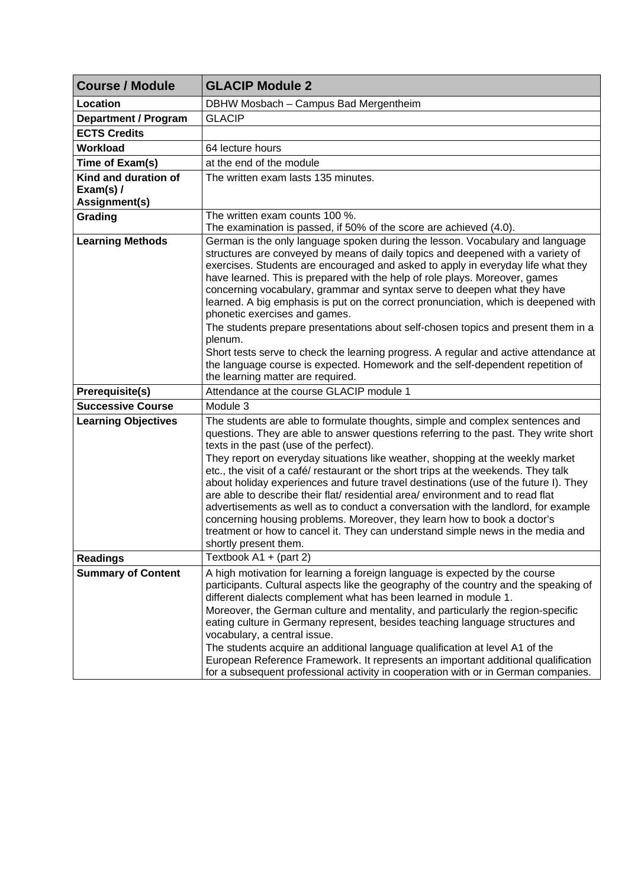| Course / Module | GLACIP Module 2 |
| --- | --- |
| Location | DBHW Mosbach – Campus Bad Mergentheim |
| Department / Program | GLACIP |
| ECTS Credits | |
| Workload | 64 lecture hours |
| Time of Exam(s) | at the end of the module |
| Kind and duration of Exam(s) / Assignment(s) | The written exam lasts 135 minutes. |
| Grading | The written exam counts 100 %.<br>The examination is passed, if 50% of the score are achieved (4.0). |
| Learning Methods | German is the only language spoken during the lesson. Vocabulary and language structures are conveyed by means of daily topics and deepened with a variety of exercises. Students are encouraged and asked to apply in everyday life what they have learned. This is prepared with the help of role plays. Moreover, games concerning vocabulary, grammar and syntax serve to deepen what they have learned. A big emphasis is put on the correct pronunciation, which is deepened with phonetic exercises and games.<br>The students prepare presentations about self-chosen topics and present them in a plenum.<br>Short tests serve to check the learning progress. A regular and active attendance at the language course is expected. Homework and the self-dependent repetition of the learning matter are required. |
| Prerequisite(s) | Attendance at the course GLACIP module 1 |
| Successive Course | Module 3 |
| Learning Objectives | The students are able to formulate thoughts, simple and complex sentences and questions. They are able to answer questions referring to the past. They write short texts in the past (use of the perfect).<br>They report on everyday situations like weather, shopping at the weekly market etc., the visit of a café/ restaurant or the short trips at the weekends. They talk about holiday experiences and future travel destinations (use of the future I). They are able to describe their flat/ residential area/ environment and to read flat advertisements as well as to conduct a conversation with the landlord, for example concerning housing problems. Moreover, they learn how to book a doctor's treatment or how to cancel it. They can understand simple news in the media and shortly present them. |
| Readings | Textbook A1 + (part 2) |
| Summary of Content | A high motivation for learning a foreign language is expected by the course participants. Cultural aspects like the geography of the country and the speaking of different dialects complement what has been learned in module 1.<br>Moreover, the German culture and mentality, and particularly the region-specific eating culture in Germany represent, besides teaching language structures and vocabulary, a central issue.<br>The students acquire an additional language qualification at level A1 of the European Reference Framework. It represents an important additional qualification for a subsequent professional activity in cooperation with or in German companies. |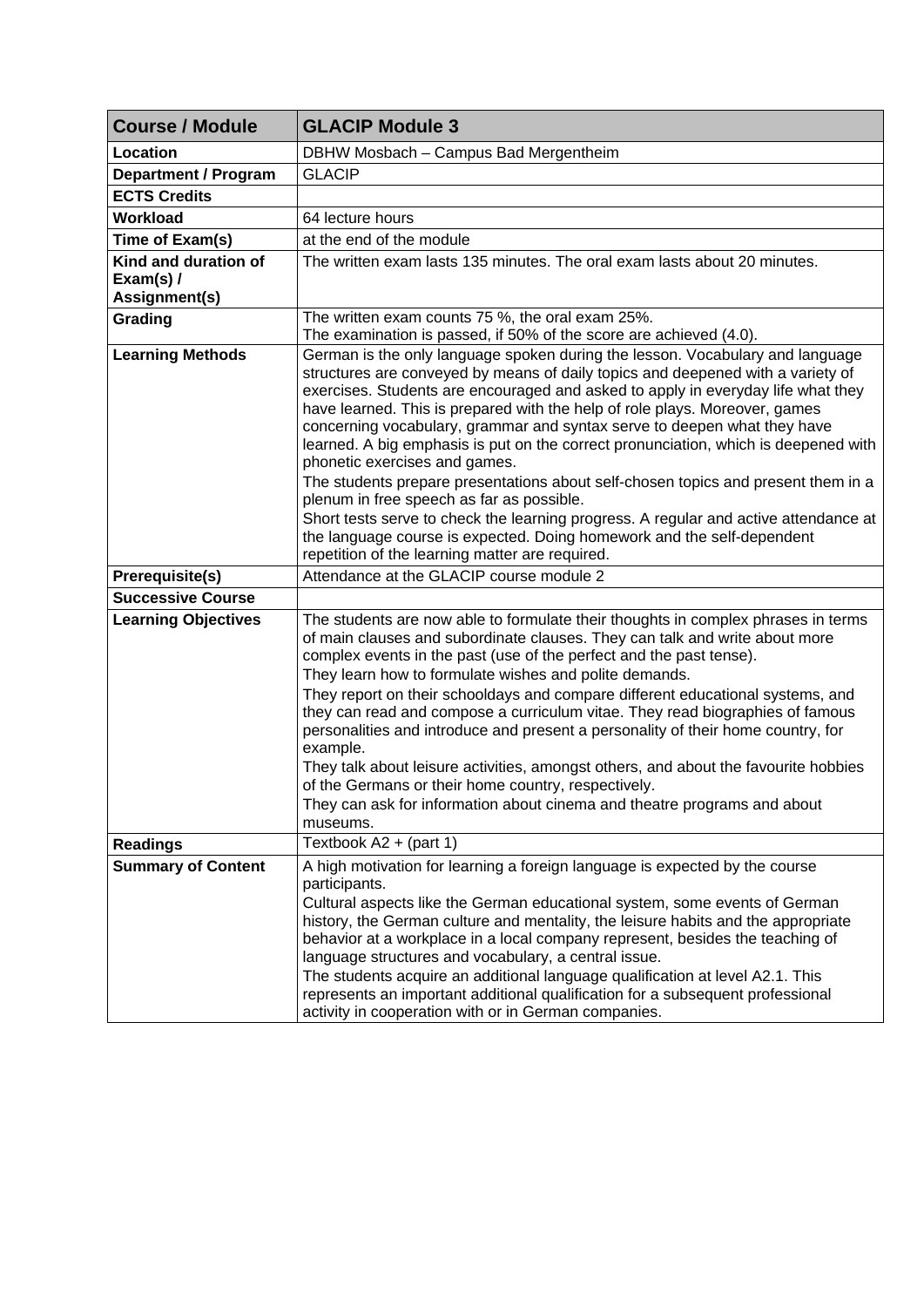| Course / Module | GLACIP Module 3 |
| --- | --- |
| **Location** | DBHW Mosbach – Campus Bad Mergentheim |
| **Department / Program** | GLACIP |
| **ECTS Credits** | |
| **Workload** | 64 lecture hours |
| **Time of Exam(s)** | at the end of the module |
| **Kind and duration of Exam(s) / Assignment(s)** | The written exam lasts 135 minutes. The oral exam lasts about 20 minutes. |
| **Grading** | The written exam counts 75 %, the oral exam 25%.<br>The examination is passed, if 50% of the score are achieved (4.0). |
| **Learning Methods** | German is the only language spoken during the lesson. Vocabulary and language structures are conveyed by means of daily topics and deepened with a variety of exercises. Students are encouraged and asked to apply in everyday life what they have learned. This is prepared with the help of role plays. Moreover, games concerning vocabulary, grammar and syntax serve to deepen what they have learned. A big emphasis is put on the correct pronunciation, which is deepened with phonetic exercises and games.<br>The students prepare presentations about self-chosen topics and present them in a plenum in free speech as far as possible.<br>Short tests serve to check the learning progress. A regular and active attendance at the language course is expected. Doing homework and the self-dependent repetition of the learning matter are required. |
| **Prerequisite(s)** | Attendance at the GLACIP course module 2 |
| **Successive Course** | |
| **Learning Objectives** | The students are now able to formulate their thoughts in complex phrases in terms of main clauses and subordinate clauses. They can talk and write about more complex events in the past (use of the perfect and the past tense).<br>They learn how to formulate wishes and polite demands.<br>They report on their schooldays and compare different educational systems, and they can read and compose a curriculum vitae. They read biographies of famous personalities and introduce and present a personality of their home country, for example.<br>They talk about leisure activities, amongst others, and about the favourite hobbies of the Germans or their home country, respectively.<br>They can ask for information about cinema and theatre programs and about museums. |
| **Readings** | Textbook A2 + (part 1) |
| **Summary of Content** | A high motivation for learning a foreign language is expected by the course participants.<br>Cultural aspects like the German educational system, some events of German history, the German culture and mentality, the leisure habits and the appropriate behavior at a workplace in a local company represent, besides the teaching of language structures and vocabulary, a central issue.<br>The students acquire an additional language qualification at level A2.1. This represents an important additional qualification for a subsequent professional activity in cooperation with or in German companies. |